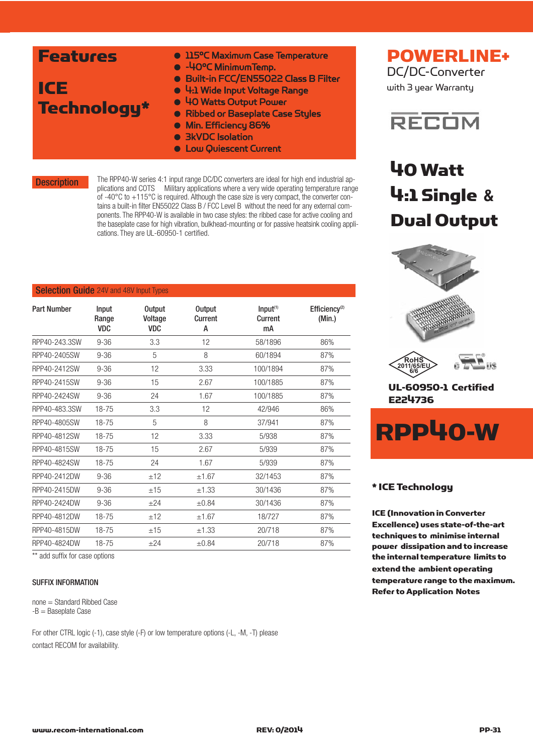# POWERLINE+

DC/DC-Converter

with 3 year Warranty

RECOM

## 40 Watt 4:1 Single & Dual Output

# RPP40-W

UL-60950-1 Certified E224736

RoHS 2011/65/EU 6/6

## Features

### ICE Technology*

- 115°C Maximum Case Temperature
- -40°C Minimum Temp.
- Built-in FCC/EN55022 Class B Filter
- 4:1 Wide Input Voltage Range
- 40 Watts Output Power
- Ribbed or Baseplate Case Styles
- Min. Efficiency 86%
- 3kVDC Isolation
- Low Quiescent Current

**\* ICE Technology**

**ICE (Innovation in Converter Excellence) uses state-of-the-art techniques to minimise internal power dissipation and to increase the internal temperature limits to extend the ambient operating temperature range to the maximum. Refer to Application Notes**

## Description

The RPP40-W series 4:1 input range DC/DC converters are ideal for high end industrial applications and COTS Military applications where a very wide operating temperature range of -40°C to +115°C is required. Although the case size is very compact, the converter contains a built-in filter EN55022 Class B / FCC Level B without the need for any external components. The RPP40-W is available in two case styles: the ribbed case for active cooling and the baseplate case for high vibration, bulkhead-mounting or for passive heatsink cooling applications. They are UL-60950-1 certified.

## Selection Guide 24V and 48V Input Types

| Part Number | Input Range VDC | Output Voltage VDC | Output Current A | Input[1] Current mA | Efficiency[2] (Min.) |
|---|---|---|---|---|---|
| RPP40-243.3SW | 9-36 | 3.3 | 12 | 58/1896 | 86% |
| RPP40-2405SW | 9-36 | 5 | 8 | 60/1894 | 87% |
| RPP40-2412SW | 9-36 | 12 | 3.33 | 100/1894 | 87% |
| RPP40-2415SW | 9-36 | 15 | 2.67 | 100/1885 | 87% |
| RPP40-2424SW | 9-36 | 24 | 1.67 | 100/1885 | 87% |
| RPP40-483.3SW | 18-75 | 3.3 | 12 | 42/946 | 86% |
| RPP40-4805SW | 18-75 | 5 | 8 | 37/941 | 87% |
| RPP40-4812SW | 18-75 | 12 | 3.33 | 5/938 | 87% |
| RPP40-4815SW | 18-75 | 15 | 2.67 | 5/939 | 87% |
| RPP40-4824SW | 18-75 | 24 | 1.67 | 5/939 | 87% |
| RPP40-2412DW | 9-36 | ±12 | ±1.67 | 32/1453 | 87% |
| RPP40-2415DW | 9-36 | ±15 | ±1.33 | 30/1436 | 87% |
| RPP40-2424DW | 9-36 | ±24 | ±0.84 | 30/1436 | 87% |
| RPP40-4812DW | 18-75 | ±12 | ±1.67 | 18/727 | 87% |
| RPP40-4815DW | 18-75 | ±15 | ±1.33 | 20/718 | 87% |
| RPP40-4824DW | 18-75 | ±24 | ±0.84 | 20/718 | 87% |

** add suffix for case options

### SUFFIX INFORMATION

none = Standard Ribbed Case
-B = Baseplate Case

For other CTRL logic (-1), case style (-F) or low temperature options (-L, -M, -T) please contact RECOM for availability.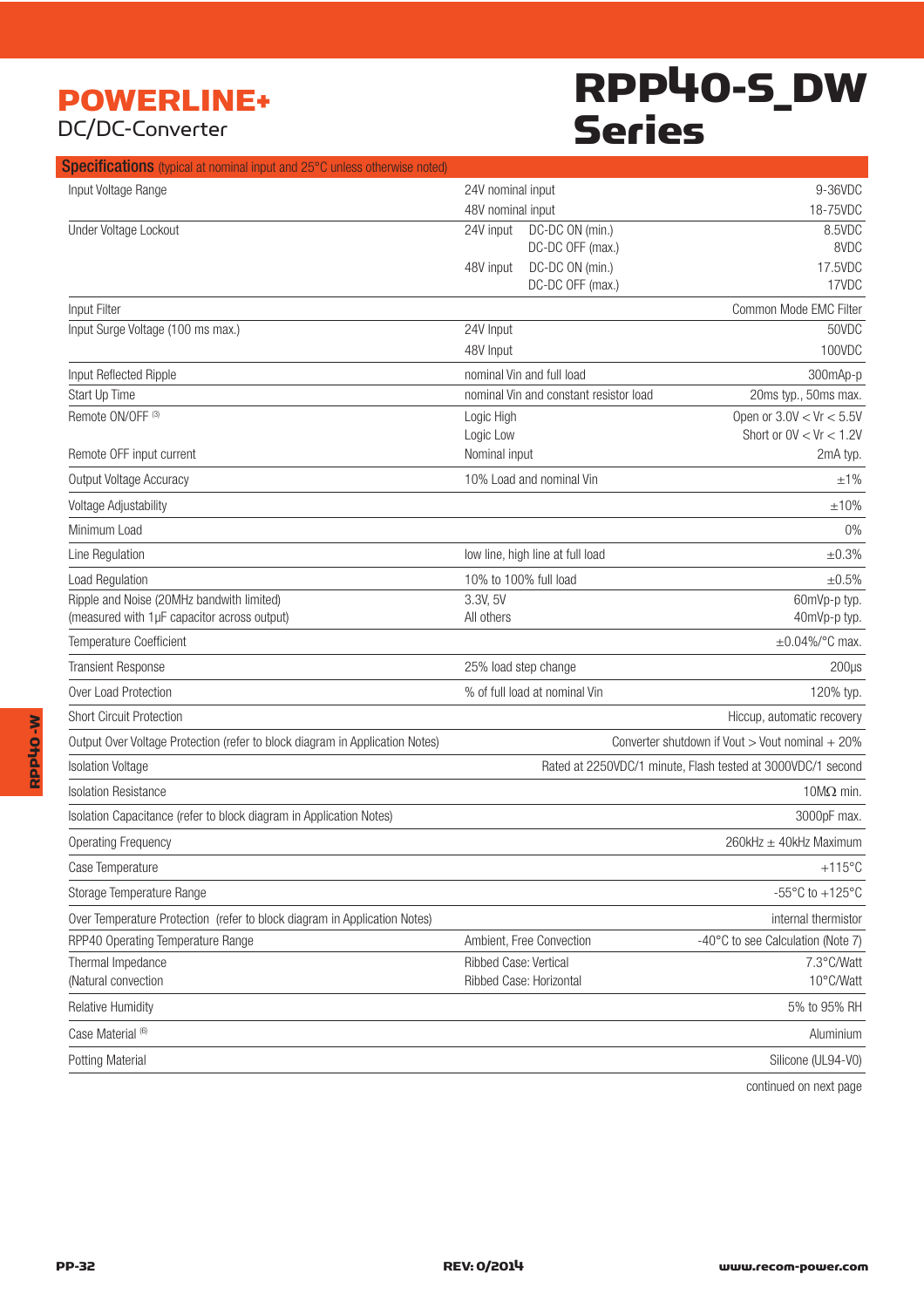# POWERLINE+

DC/DC-Converter

# RPP40-S_DW Series

## Specifications (typical at nominal input and 25°C unless otherwise noted)

| Parameter | Condition | | Value |
|---|---|---|---|
| Input Voltage Range | 24V nominal input | | 9-36VDC |
| | 48V nominal input | | 18-75VDC |
| Under Voltage Lockout | 24V input | DC-DC ON (min.) | 8.5VDC |
| | | DC-DC OFF (max.) | 8VDC |
| | 48V input | DC-DC ON (min.) | 17.5VDC |
| | | DC-DC OFF (max.) | 17VDC |
| Input Filter | | | Common Mode EMC Filter |
| Input Surge Voltage (100 ms max.) | 24V Input | | 50VDC |
| | 48V Input | | 100VDC |
| Input Reflected Ripple | nominal Vin and full load | | 300mAp-p |
| Start Up Time | nominal Vin and constant resistor load | | 20ms typ., 50ms max. |
| Remote ON/OFF [3] | Logic High | | Open or 3.0V < Vr < 5.5V |
| | Logic Low | | Short or 0V < Vr < 1.2V |
| Remote OFF input current | Nominal input | | 2mA typ. |
| Output Voltage Accuracy | 10% Load and nominal Vin | | ±1% |
| Voltage Adjustability | | | ±10% |
| Minimum Load | | | 0% |
| Line Regulation | low line, high line at full load | | ±0.3% |
| Load Regulation | 10% to 100% full load | | ±0.5% |
| Ripple and Noise (20MHz bandwith limited) | 3.3V, 5V | | 60mVp-p typ. |
| (measured with 1µF capacitor across output) | All others | | 40mVp-p typ. |
| Temperature Coefficient | | | ±0.04%/°C max. |
| Transient Response | 25% load step change | | 200µs |
| Over Load Protection | % of full load at nominal Vin | | 120% typ. |
| Short Circuit Protection | | | Hiccup, automatic recovery |
| Output Over Voltage Protection (refer to block diagram in Application Notes) | | | Converter shutdown if Vout > Vout nominal + 20% |
| Isolation Voltage | | | Rated at 2250VDC/1 minute, Flash tested at 3000VDC/1 second |
| Isolation Resistance | | | 10MΩ min. |
| Isolation Capacitance (refer to block diagram in Application Notes) | | | 3000pF max. |
| Operating Frequency | | | 260kHz ± 40kHz Maximum |
| Case Temperature | | | +115°C |
| Storage Temperature Range | | | -55°C to +125°C |
| Over Temperature Protection (refer to block diagram in Application Notes) | | | internal thermistor |
| RPP40 Operating Temperature Range | Ambient, Free Convection | | -40°C to see Calculation (Note 7) |
| Thermal Impedance | Ribbed Case: Vertical | | 7.3°C/Watt |
| (Natural convection | Ribbed Case: Horizontal | | 10°C/Watt |
| Relative Humidity | | | 5% to 95% RH |
| Case Material [6] | | | Aluminium |
| Potting Material | | | Silicone (UL94-V0) |

continued on next page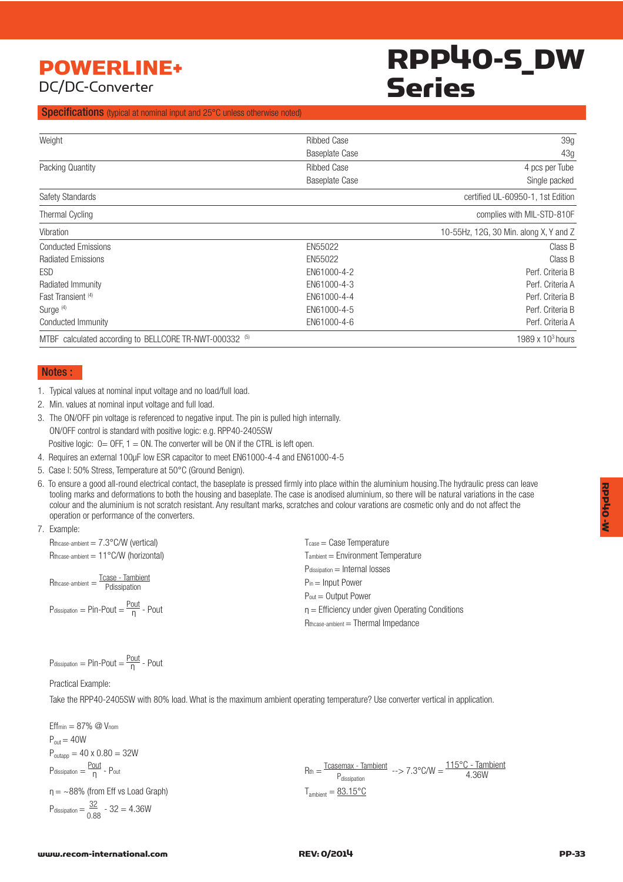# POWERLINE+

DC/DC-Converter

# RPP40-S_DW Series

## Specifications (typical at nominal input and 25°C unless otherwise noted)

| | | |
|---|---|---|
| Weight | Ribbed Case | 39g |
| | Baseplate Case | 43g |
| Packing Quantity | Ribbed Case | 4 pcs per Tube |
| | Baseplate Case | Single packed |
| Safety Standards | | certified UL-60950-1, 1st Edition |
| Thermal Cycling | | complies with MIL-STD-810F |
| Vibration | | 10-55Hz, 12G, 30 Min. along X, Y and Z |
| Conducted Emissions | EN55022 | Class B |
| Radiated Emissions | EN55022 | Class B |
| ESD | EN61000-4-2 | Perf. Criteria B |
| Radiated Immunity | EN61000-4-3 | Perf. Criteria A |
| Fast Transient (4) | EN61000-4-4 | Perf. Criteria B |
| Surge (4) | EN61000-4-5 | Perf. Criteria B |
| Conducted Immunity | EN61000-4-6 | Perf. Criteria A |
| MTBF calculated according to BELLCORE TR-NWT-000332 (5) | | $1989 \times 10^3$ hours |

## Notes :

1. Typical values at nominal input voltage and no load/full load.
2. Min. values at nominal input voltage and full load.
3. The ON/OFF pin voltage is referenced to negative input. The pin is pulled high internally.
   ON/OFF control is standard with positive logic: e.g. RPP40-2405SW
   Positive logic: 0= OFF, 1 = ON. The converter will be ON if the CTRL is left open.
4. Requires an external 100µF low ESR capacitor to meet EN61000-4-4 and EN61000-4-5
5. Case I: 50% Stress, Temperature at 50°C (Ground Benign).
6. To ensure a good all-round electrical contact, the baseplate is pressed firmly into place within the aluminium housing.The hydraulic press can leave tooling marks and deformations to both the housing and baseplate. The case is anodised aluminium, so there will be natural variations in the case colour and the aluminium is not scratch resistant. Any resultant marks, scratches and colour varations are cosmetic only and do not affect the operation or performance of the converters.
7. Example:

$R_{thcase\text{-}ambient} = 7.3°C/W$ (vertical)

$R_{thcase\text{-}ambient} = 11°C/W$ (horizontal)

$$R_{thcase\text{-}ambient} = \frac{Tcase - Tambient}{Pdissipation}$$

$$P_{dissipation} = Pin\text{-}Pout = \frac{Pout}{\eta} - Pout$$

$T_{case}$ = Case Temperature

$T_{ambient}$ = Environment Temperature

$P_{dissipation}$ = Internal losses

$P_{in}$ = Input Power

$P_{out}$ = Output Power

$\eta$ = Efficiency under given Operating Conditions

$R_{thcase\text{-}ambient}$ = Thermal Impedance

$$P_{dissipation} = Pin\text{-}Pout = \frac{Pout}{\eta} - Pout$$

Practical Example:

Take the RPP40-2405SW with 80% load. What is the maximum ambient operating temperature? Use converter vertical in application.

$Eff_{min} = 87\%$ @ $V_{nom}$

$P_{out} = 40W$

$P_{outapp} = 40 \times 0.80 = 32W$

$$P_{dissipation} = \frac{Pout}{\eta} - P_{out}$$

$\eta$ = ~88% (from Eff vs Load Graph)

$$P_{dissipation} = \frac{32}{0.88} - 32 = 4.36W$$

$$R_{th} = \frac{Tcasemax - Tambient}{P_{dissipation}} \dashrightarrow 7.3°C/W = \frac{115°C - Tambient}{4.36W}$$

$T_{ambient} = \underline{83.15°C}$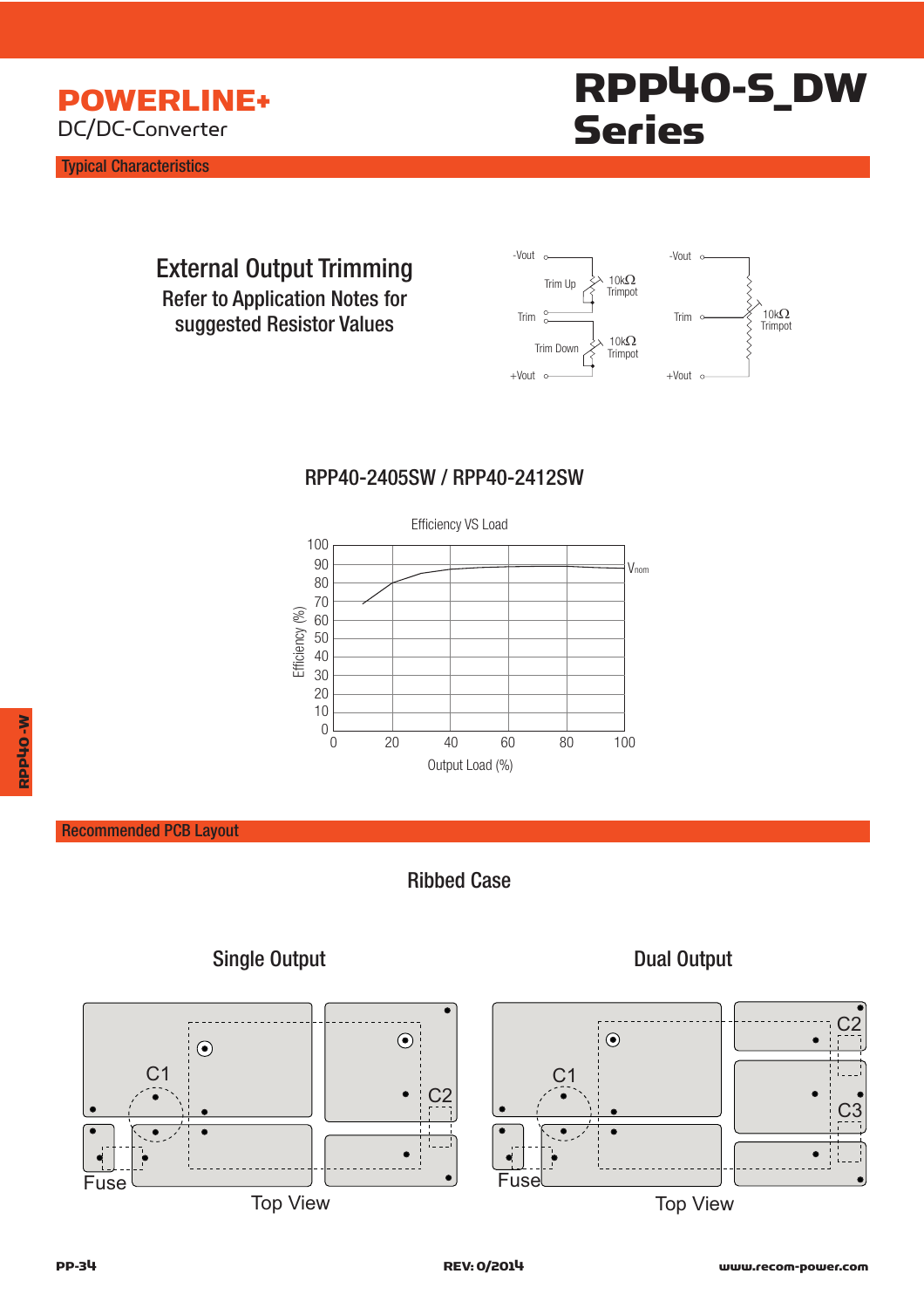# POWERLINE+

DC/DC-Converter

# RPP40-S_DW Series

## Typical Characteristics

### External Output Trimming

Refer to Application Notes for suggested Resistor Values

-Vout
Trim Up
10kΩ Trimpot
Trim
Trim Down
10kΩ Trimpot
+Vout

-Vout
Trim
10kΩ Trimpot
+Vout

### RPP40-2405SW / RPP40-2412SW

Efficiency VS Load

Efficiency (%)

Output Load (%)

$V_{nom}$

## Recommended PCB Layout

### Ribbed Case

**Single Output**

C1, C2, Fuse

Top View

**Dual Output**

C1, C2, C3, Fuse

Top View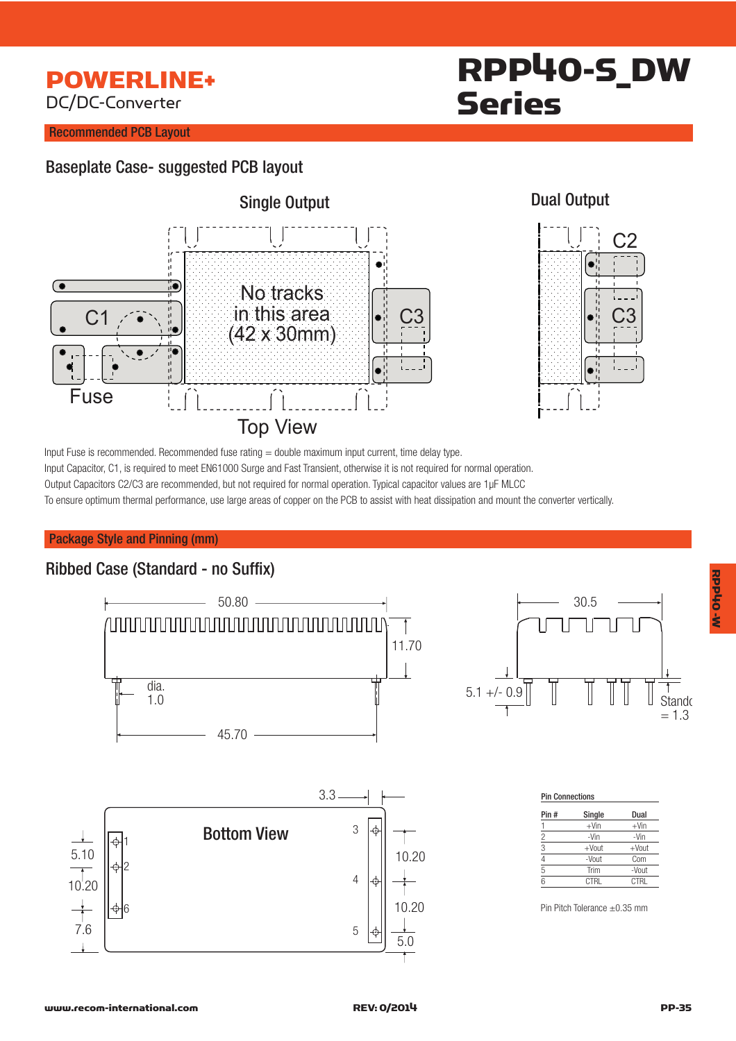# POWERLINE+

DC/DC-Converter

# RPP40-S_DW Series

## Recommended PCB Layout

### Baseplate Case- suggested PCB layout

Single Output | Dual Output

No tracks in this area (42 x 30mm)

C1, C2, C3, Fuse

Top View

Input Fuse is recommended. Recommended fuse rating = double maximum input current, time delay type.
Input Capacitor, C1, is required to meet EN61000 Surge and Fast Transient, otherwise it is not required for normal operation.
Output Capacitors C2/C3 are recommended, but not required for normal operation. Typical capacitor values are 1µF MLCC
To ensure optimum thermal performance, use large areas of copper on the PCB to assist with heat dissipation and mount the converter vertically.

## Package Style and Pinning (mm)

### Ribbed Case (Standard - no Suffix)

50.80, 11.70, dia. 1.0, 45.70, 30.5, 5.1 +/- 0.9, Standoff = 1.3

Bottom View

3.3, 5.10, 10.20, 7.6, 10.20, 10.20, 5.0

**Pin Connections**

| Pin # | Single | Dual |
|---|---|---|
| 1 | +Vin | +Vin |
| 2 | -Vin | -Vin |
| 3 | +Vout | +Vout |
| 4 | -Vout | Com |
| 5 | Trim | -Vout |
| 6 | CTRL | CTRL |

Pin Pitch Tolerance ±0.35 mm

www.recom-international.com REV: 0/2014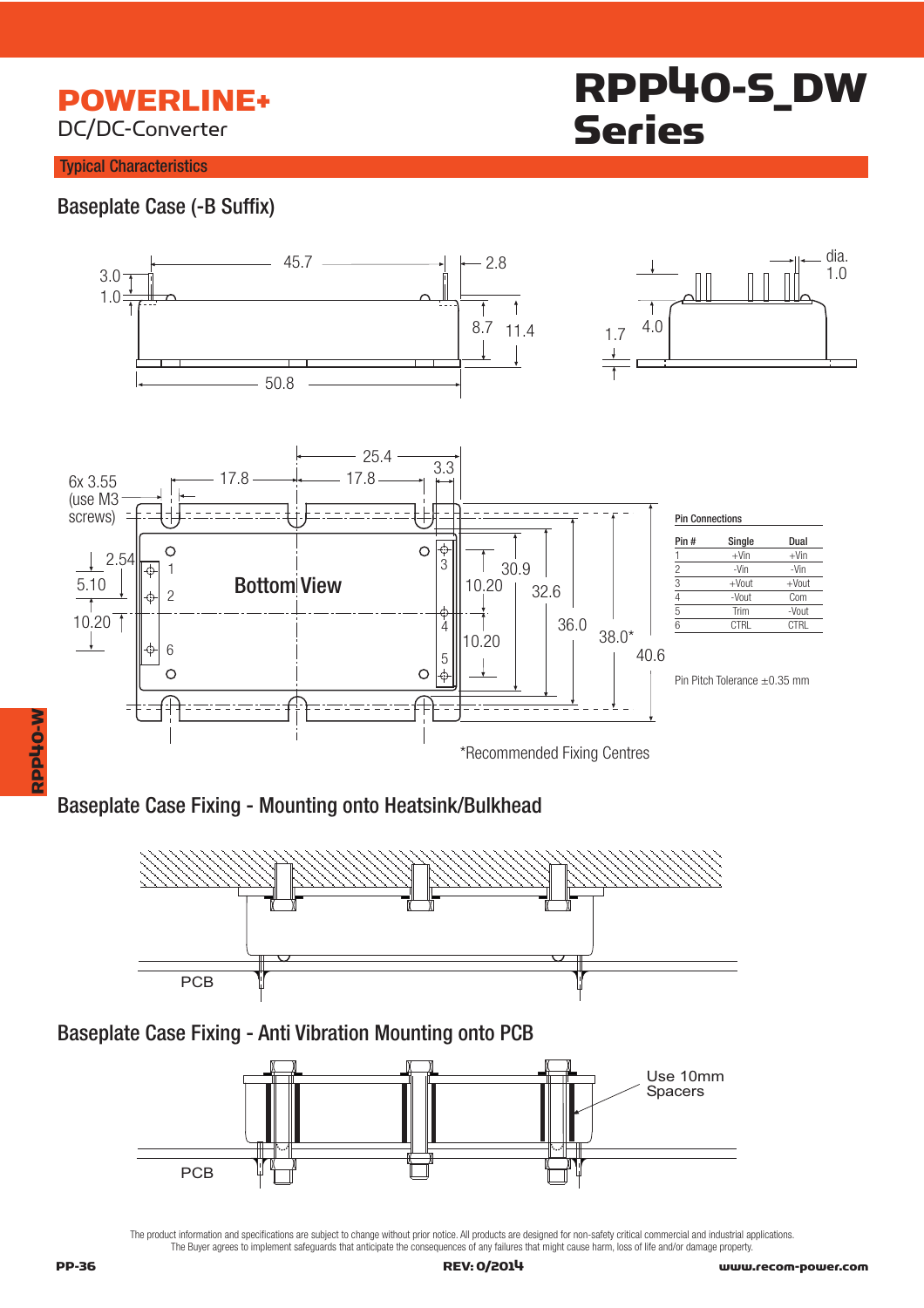# POWERLINE+

DC/DC-Converter

# RPP40-S_DW Series

## Typical Characteristics

### Baseplate Case (-B Suffix)

45.7
2.8
3.0
1.0
8.7
11.4
50.8
dia. 1.0
1.7
4.0

25.4
3.3
6x 3.55 (use M3 screws)
17.8
17.8
2.54
5.10
10.20
1
2
6
3
4
5
Bottom View
30.9
10.20
10.20
32.6
36.0
38.0*
40.6

*Recommended Fixing Centres

**Pin Connections**

| Pin # | Single | Dual |
|---|---|---|
| 1 | +Vin | +Vin |
| 2 | -Vin | -Vin |
| 3 | +Vout | +Vout |
| 4 | -Vout | Com |
| 5 | Trim | -Vout |
| 6 | CTRL | CTRL |

Pin Pitch Tolerance ±0.35 mm

### Baseplate Case Fixing - Mounting onto Heatsink/Bulkhead

PCB

### Baseplate Case Fixing - Anti Vibration Mounting onto PCB

Use 10mm Spacers

PCB

The product information and specifications are subject to change without prior notice. All products are designed for non-safety critical commercial and industrial applications. The Buyer agrees to implement safeguards that anticipate the consequences of any failures that might cause harm, loss of life and/or damage property.

REV: 0/2014